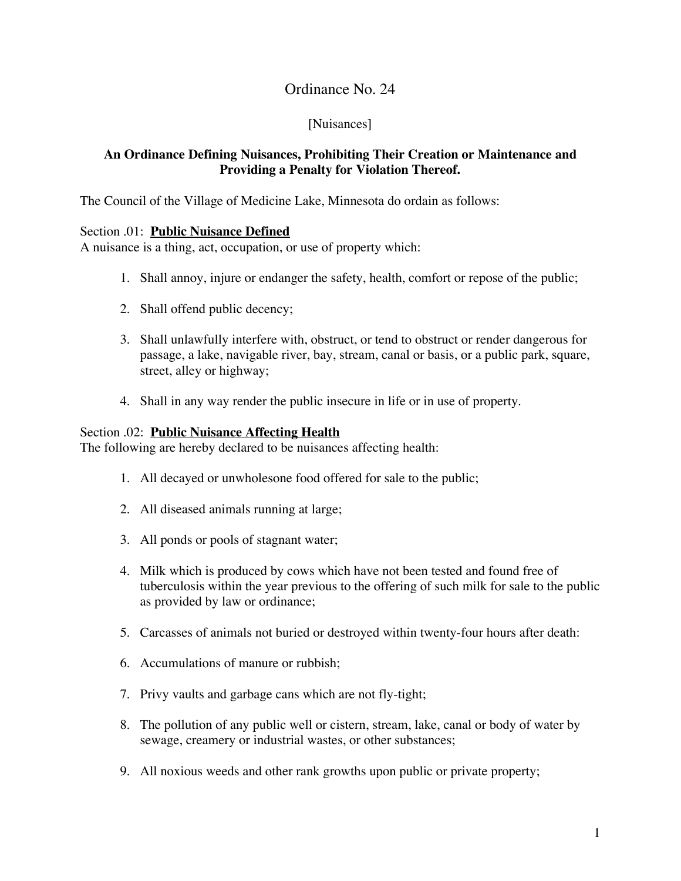# Ordinance No. 24

[Nuisances]

**An Ordinance Defining Nuisances, Prohibiting Their Creation or Maintenance and Providing a Penalty for Violation Thereof.**

The Council of the Village of Medicine Lake, Minnesota do ordain as follows:

Section .01: **Public Nuisance Defined**
A nuisance is a thing, act, occupation, or use of property which:

1. Shall annoy, injure or endanger the safety, health, comfort or repose of the public;

2. Shall offend public decency;

3. Shall unlawfully interfere with, obstruct, or tend to obstruct or render dangerous for passage, a lake, navigable river, bay, stream, canal or basis, or a public park, square, street, alley or highway;

4. Shall in any way render the public insecure in life or in use of property.

Section .02: **Public Nuisance Affecting Health**
The following are hereby declared to be nuisances affecting health:

1. All decayed or unwholesone food offered for sale to the public;

2. All diseased animals running at large;

3. All ponds or pools of stagnant water;

4. Milk which is produced by cows which have not been tested and found free of tuberculosis within the year previous to the offering of such milk for sale to the public as provided by law or ordinance;

5. Carcasses of animals not buried or destroyed within twenty-four hours after death:

6. Accumulations of manure or rubbish;

7. Privy vaults and garbage cans which are not fly-tight;

8. The pollution of any public well or cistern, stream, lake, canal or body of water by sewage, creamery or industrial wastes, or other substances;

9. All noxious weeds and other rank growths upon public or private property;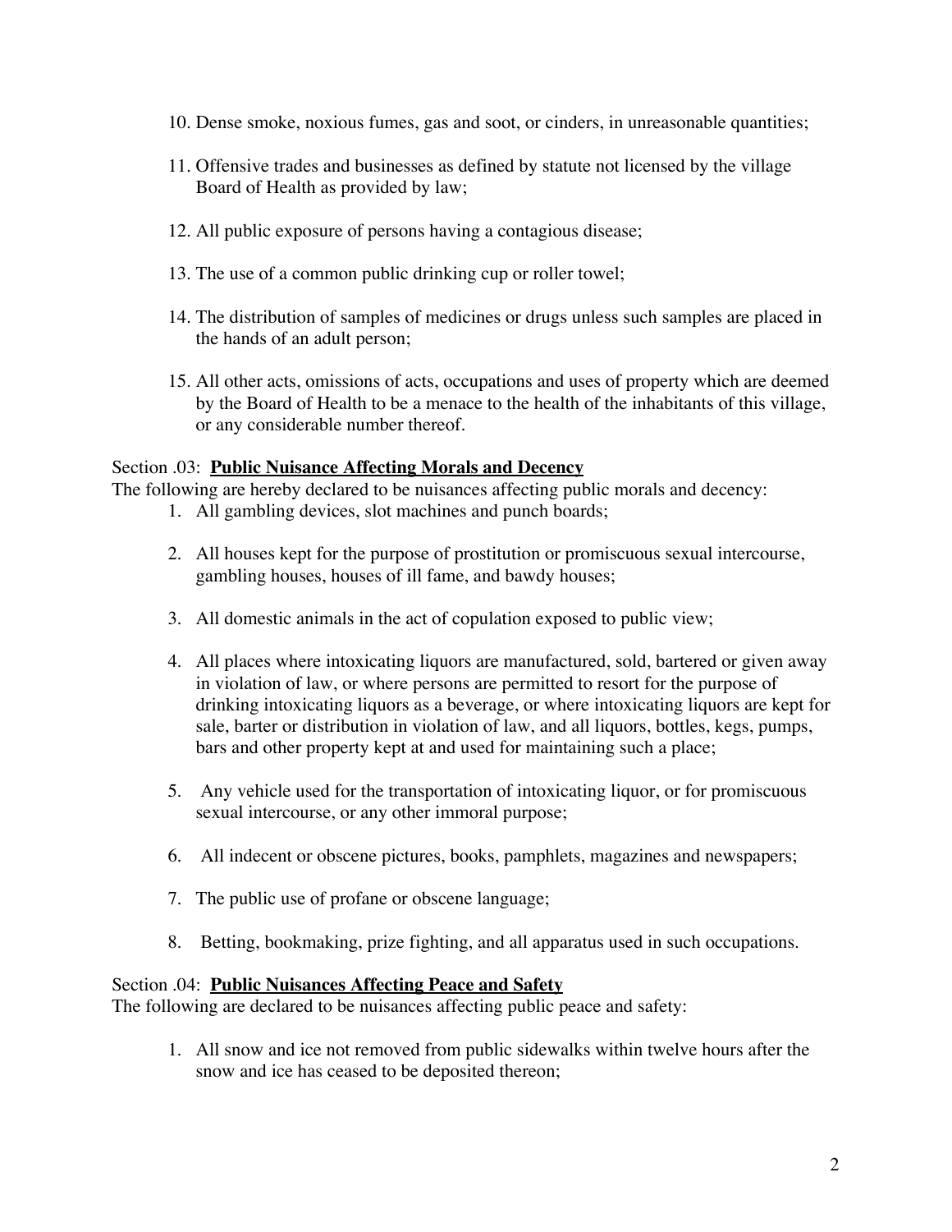10. Dense smoke, noxious fumes, gas and soot, or cinders, in unreasonable quantities;

11. Offensive trades and businesses as defined by statute not licensed by the village Board of Health as provided by law;

12. All public exposure of persons having a contagious disease;

13. The use of a common public drinking cup or roller towel;

14. The distribution of samples of medicines or drugs unless such samples are placed in the hands of an adult person;

15. All other acts, omissions of acts, occupations and uses of property which are deemed by the Board of Health to be a menace to the health of the inhabitants of this village, or any considerable number thereof.

Section .03: **<u>Public Nuisance Affecting Morals and Decency</u>**

The following are hereby declared to be nuisances affecting public morals and decency:

1. All gambling devices, slot machines and punch boards;

2. All houses kept for the purpose of prostitution or promiscuous sexual intercourse, gambling houses, houses of ill fame, and bawdy houses;

3. All domestic animals in the act of copulation exposed to public view;

4. All places where intoxicating liquors are manufactured, sold, bartered or given away in violation of law, or where persons are permitted to resort for the purpose of drinking intoxicating liquors as a beverage, or where intoxicating liquors are kept for sale, barter or distribution in violation of law, and all liquors, bottles, kegs, pumps, bars and other property kept at and used for maintaining such a place;

5. Any vehicle used for the transportation of intoxicating liquor, or for promiscuous sexual intercourse, or any other immoral purpose;

6. All indecent or obscene pictures, books, pamphlets, magazines and newspapers;

7. The public use of profane or obscene language;

8. Betting, bookmaking, prize fighting, and all apparatus used in such occupations.

Section .04: **<u>Public Nuisances Affecting Peace and Safety</u>**

The following are declared to be nuisances affecting public peace and safety:

1. All snow and ice not removed from public sidewalks within twelve hours after the snow and ice has ceased to be deposited thereon;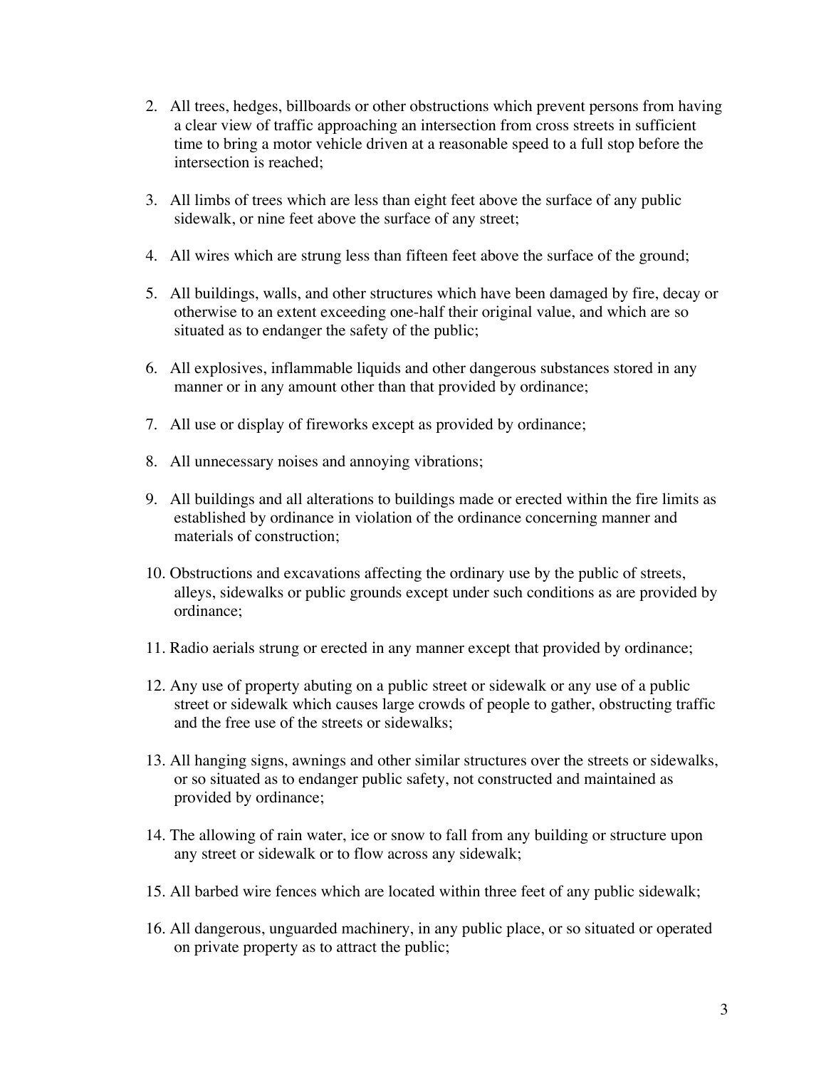2. All trees, hedges, billboards or other obstructions which prevent persons from having a clear view of traffic approaching an intersection from cross streets in sufficient time to bring a motor vehicle driven at a reasonable speed to a full stop before the intersection is reached;

3. All limbs of trees which are less than eight feet above the surface of any public sidewalk, or nine feet above the surface of any street;

4. All wires which are strung less than fifteen feet above the surface of the ground;

5. All buildings, walls, and other structures which have been damaged by fire, decay or otherwise to an extent exceeding one-half their original value, and which are so situated as to endanger the safety of the public;

6. All explosives, inflammable liquids and other dangerous substances stored in any manner or in any amount other than that provided by ordinance;

7. All use or display of fireworks except as provided by ordinance;

8. All unnecessary noises and annoying vibrations;

9. All buildings and all alterations to buildings made or erected within the fire limits as established by ordinance in violation of the ordinance concerning manner and materials of construction;

10. Obstructions and excavations affecting the ordinary use by the public of streets, alleys, sidewalks or public grounds except under such conditions as are provided by ordinance;

11. Radio aerials strung or erected in any manner except that provided by ordinance;

12. Any use of property abuting on a public street or sidewalk or any use of a public street or sidewalk which causes large crowds of people to gather, obstructing traffic and the free use of the streets or sidewalks;

13. All hanging signs, awnings and other similar structures over the streets or sidewalks, or so situated as to endanger public safety, not constructed and maintained as provided by ordinance;

14. The allowing of rain water, ice or snow to fall from any building or structure upon any street or sidewalk or to flow across any sidewalk;

15. All barbed wire fences which are located within three feet of any public sidewalk;

16. All dangerous, unguarded machinery, in any public place, or so situated or operated on private property as to attract the public;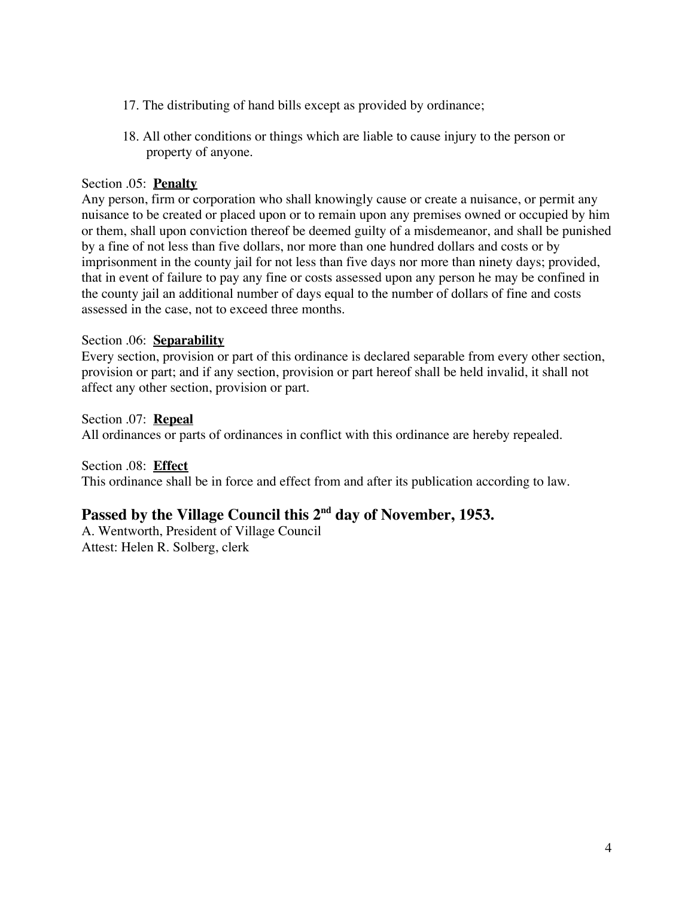17. The distributing of hand bills except as provided by ordinance;

18. All other conditions or things which are liable to cause injury to the person or property of anyone.

Section .05: **Penalty**

Any person, firm or corporation who shall knowingly cause or create a nuisance, or permit any nuisance to be created or placed upon or to remain upon any premises owned or occupied by him or them, shall upon conviction thereof be deemed guilty of a misdemeanor, and shall be punished by a fine of not less than five dollars, nor more than one hundred dollars and costs or by imprisonment in the county jail for not less than five days nor more than ninety days; provided, that in event of failure to pay any fine or costs assessed upon any person he may be confined in the county jail an additional number of days equal to the number of dollars of fine and costs assessed in the case, not to exceed three months.

Section .06: **Separability**

Every section, provision or part of this ordinance is declared separable from every other section, provision or part; and if any section, provision or part hereof shall be held invalid, it shall not affect any other section, provision or part.

Section .07: **Repeal**

All ordinances or parts of ordinances in conflict with this ordinance are hereby repealed.

Section .08: **Effect**

This ordinance shall be in force and effect from and after its publication according to law.

## Passed by the Village Council this 2nd day of November, 1953.

A. Wentworth, President of Village Council
Attest: Helen R. Solberg, clerk